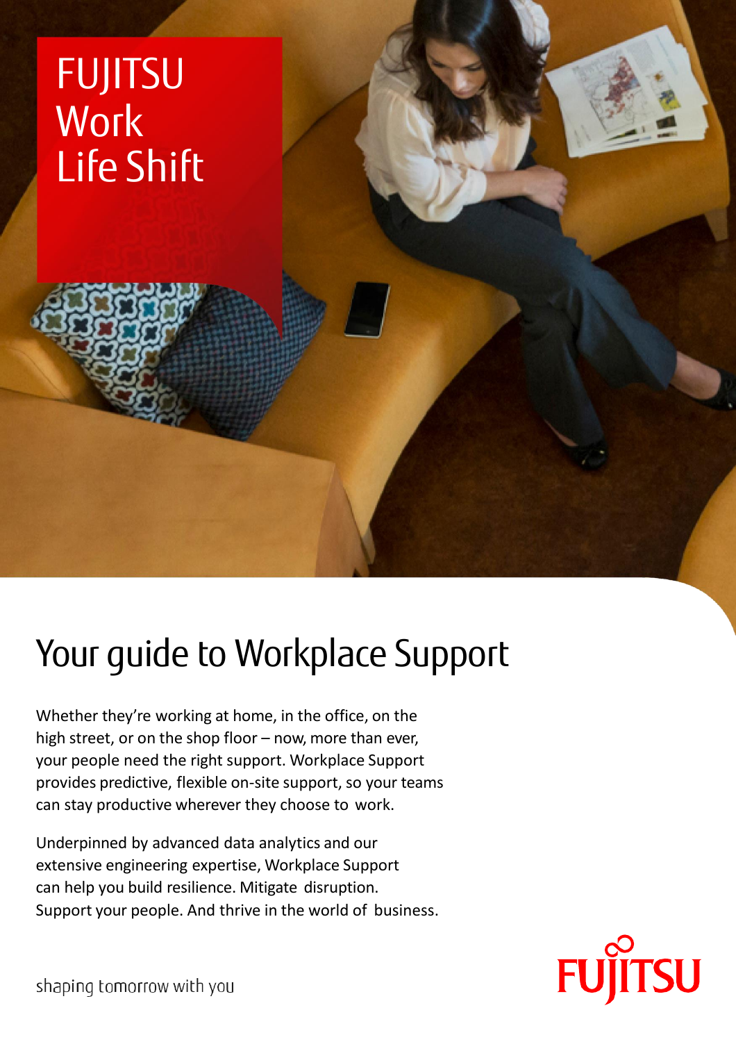# FUJITSU Work Life Shift

## Your guide to Workplace Support

Whether they're working at home, in the office, on the high street, or on the shop floor – now, more than ever, your people need the right support. Workplace Support provides predictive, flexible on-site support, so your teams can stay productive wherever they choose to work.

Underpinned by advanced data analytics and our extensive engineering expertise, Workplace Support can help you build resilience. Mitigate disruption. Support your people. And thrive in the world of business.

shaping tomorrow with you

FUJITSU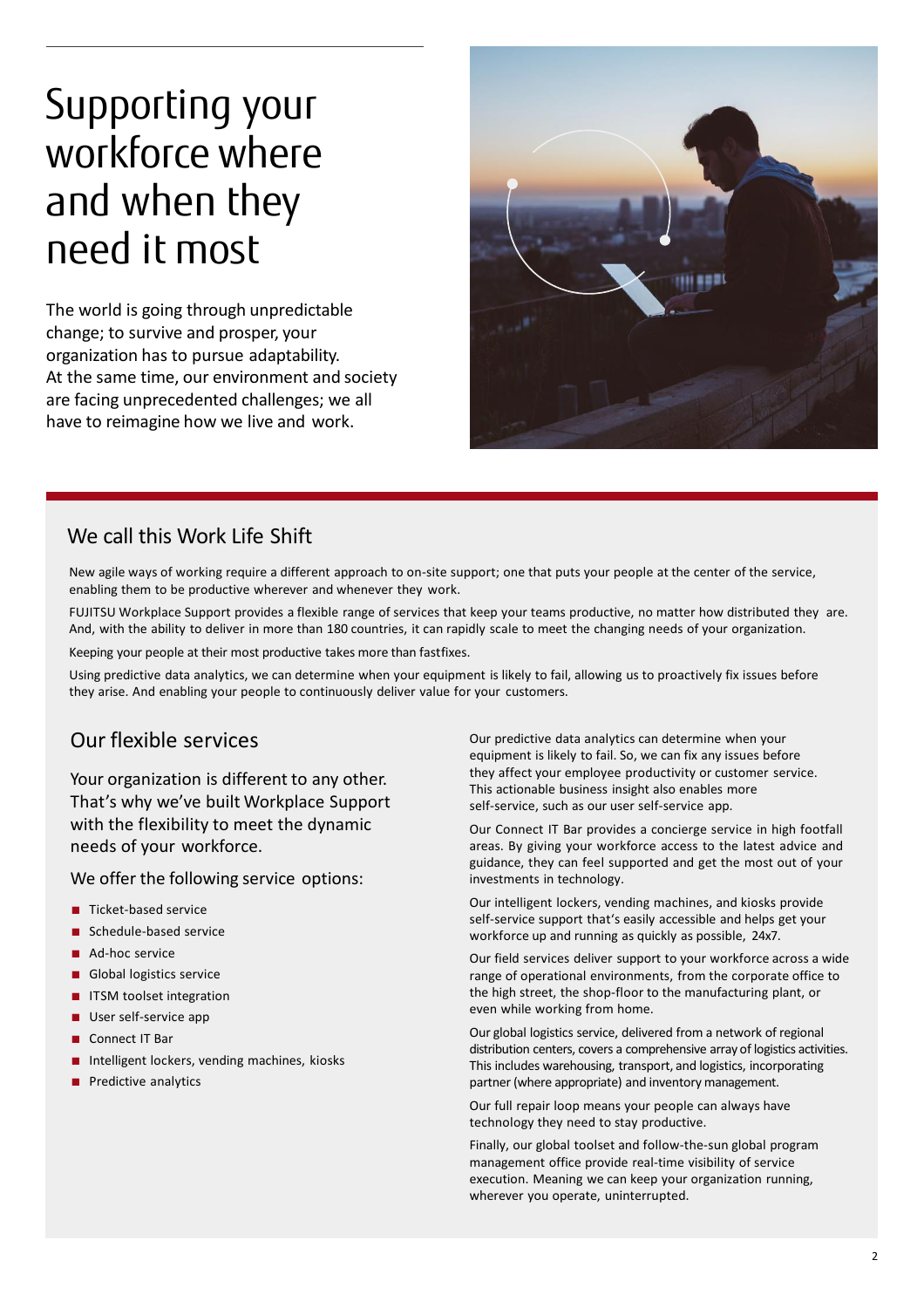# Supporting your workforce where and when they need it most

The world is going through unpredictable change; to survive and prosper, your organization has to pursue adaptability. At the same time, our environment and society are facing unprecedented challenges; we all have to reimagine how we live and work.

## We call this Work Life Shift

New agile ways of working require a different approach to on-site support; one that puts your people at the center of the service, enabling them to be productive wherever and whenever they work.

FUJITSU Workplace Support provides a flexible range of services that keep your teams productive, no matter how distributed they are. And, with the ability to deliver in more than 180 countries, it can rapidly scale to meet the changing needs of your organization.

Keeping your people at their most productive takes more than fastfixes.

Using predictive data analytics, we can determine when your equipment is likely to fail, allowing us to proactively fix issues before they arise. And enabling your people to continuously deliver value for your customers.

## Our flexible services

Your organization is different to any other. That's why we've built Workplace Support with the flexibility to meet the dynamic needs of your workforce.

We offer the following service options:

- Ticket-based service
- Schedule-based service
- Ad-hoc service
- Global logistics service
- ITSM toolset integration
- User self-service app
- Connect IT Bar
- Intelligent lockers, vending machines, kiosks
- Predictive analytics

Our predictive data analytics can determine when your equipment is likely to fail. So, we can fix any issues before they affect your employee productivity or customer service. This actionable business insight also enables more self-service, such as our user self-service app.

Our Connect IT Bar provides a concierge service in high footfall areas. By giving your workforce access to the latest advice and guidance, they can feel supported and get the most out of your investments in technology.

Our intelligent lockers, vending machines, and kiosks provide self-service support that's easily accessible and helps get your workforce up and running as quickly as possible, 24x7.

Our field services deliver support to your workforce across a wide range of operational environments, from the corporate office to the high street, the shop-floor to the manufacturing plant, or even while working from home.

Our global logistics service, delivered from a network of regional distribution centers, covers a comprehensive array of logistics activities. This includes warehousing, transport, and logistics, incorporating partner (where appropriate) and inventory management.

Our full repair loop means your people can always have technology they need to stay productive.

Finally, our global toolset and follow-the-sun global program management office provide real-time visibility of service execution. Meaning we can keep your organization running, wherever you operate, uninterrupted.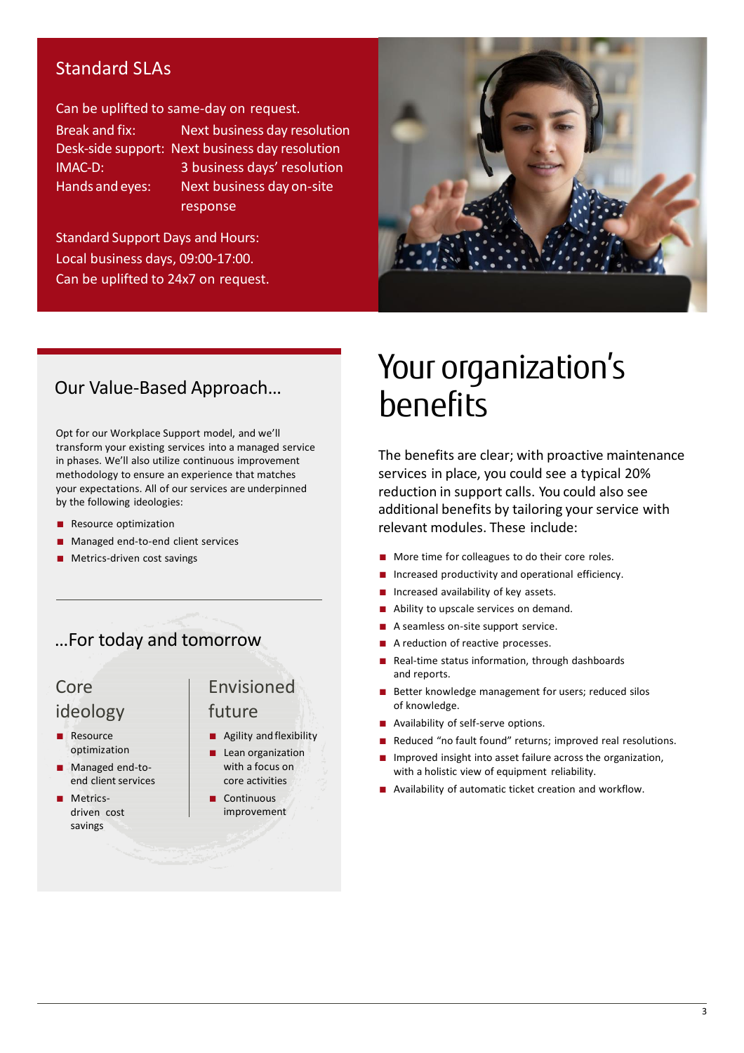## Standard SLAs

Can be uplifted to same-day on request.

| | |
|---|---|
| Break and fix: | Next business day resolution |
| Desk-side support: | Next business day resolution |
| IMAC-D: | 3 business days' resolution |
| Hands and eyes: | Next business day on-site response |

Standard Support Days and Hours:
Local business days, 09:00-17:00.
Can be uplifted to 24x7 on request.

## Our Value-Based Approach…

Opt for our Workplace Support model, and we'll transform your existing services into a managed service in phases. We'll also utilize continuous improvement methodology to ensure an experience that matches your expectations. All of our services are underpinned by the following ideologies:

- Resource optimization
- Managed end-to-end client services
- Metrics-driven cost savings

## …For today and tomorrow

### Core ideology

- Resource optimization
- Managed end-to-end client services
- Metrics-driven cost savings

### Envisioned future

- Agility and flexibility
- Lean organization with a focus on core activities
- Continuous improvement

# Your organization's benefits

The benefits are clear; with proactive maintenance services in place, you could see a typical 20% reduction in support calls. You could also see additional benefits by tailoring your service with relevant modules. These include:

- More time for colleagues to do their core roles.
- Increased productivity and operational efficiency.
- Increased availability of key assets.
- Ability to upscale services on demand.
- A seamless on-site support service.
- A reduction of reactive processes.
- Real-time status information, through dashboards and reports.
- Better knowledge management for users; reduced silos of knowledge.
- Availability of self-serve options.
- Reduced "no fault found" returns; improved real resolutions.
- Improved insight into asset failure across the organization, with a holistic view of equipment reliability.
- Availability of automatic ticket creation and workflow.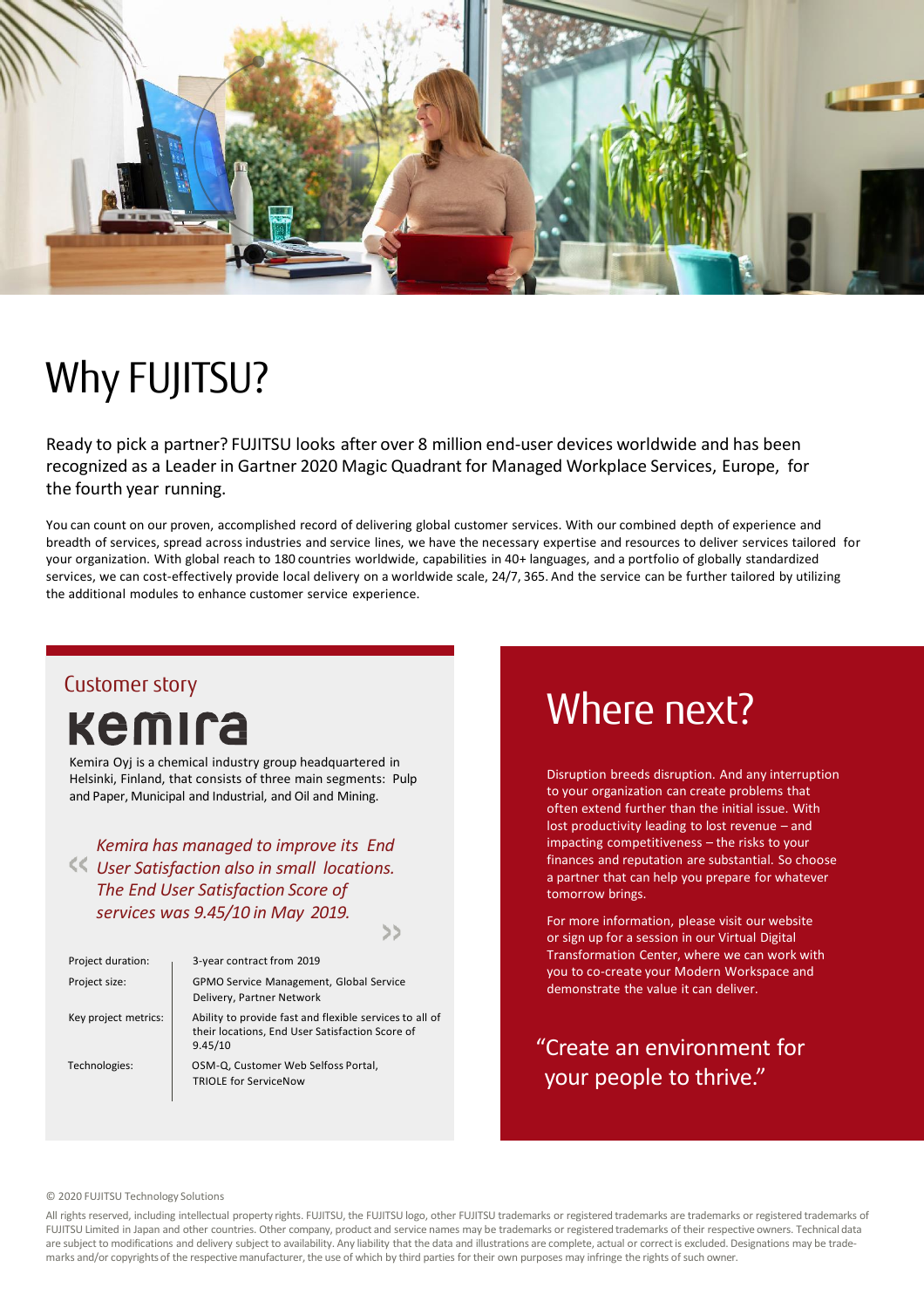# Why FUJITSU?

Ready to pick a partner? FUJITSU looks after over 8 million end-user devices worldwide and has been recognized as a Leader in Gartner 2020 Magic Quadrant for Managed Workplace Services, Europe, for the fourth year running.

You can count on our proven, accomplished record of delivering global customer services. With our combined depth of experience and breadth of services, spread across industries and service lines, we have the necessary expertise and resources to deliver services tailored for your organization. With global reach to 180 countries worldwide, capabilities in 40+ languages, and a portfolio of globally standardized services, we can cost-effectively provide local delivery on a worldwide scale, 24/7, 365. And the service can be further tailored by utilizing the additional modules to enhance customer service experience.

## Customer story

**kemira**

Kemira Oyj is a chemical industry group headquartered in Helsinki, Finland, that consists of three main segments: Pulp and Paper, Municipal and Industrial, and Oil and Mining.

> *Kemira has managed to improve its End User Satisfaction also in small locations. The End User Satisfaction Score of services was 9.45/10 in May 2019.*

| | |
|---|---|
| Project duration: | 3-year contract from 2019 |
| Project size: | GPMO Service Management, Global Service Delivery, Partner Network |
| Key project metrics: | Ability to provide fast and flexible services to all of their locations, End User Satisfaction Score of 9.45/10 |
| Technologies: | OSM-Q, Customer Web Selfoss Portal, TRIOLE for ServiceNow |

## Where next?

Disruption breeds disruption. And any interruption to your organization can create problems that often extend further than the initial issue. With lost productivity leading to lost revenue – and impacting competitiveness – the risks to your finances and reputation are substantial. So choose a partner that can help you prepare for whatever tomorrow brings.

For more information, please visit our website or sign up for a session in our Virtual Digital Transformation Center, where we can work with you to co-create your Modern Workspace and demonstrate the value it can deliver.

"Create an environment for your people to thrive."

© 2020 FUJITSU Technology Solutions

All rights reserved, including intellectual property rights. FUJITSU, the FUJITSU logo, other FUJITSU trademarks or registered trademarks are trademarks or registered trademarks of FUJITSU Limited in Japan and other countries. Other company, product and service names may be trademarks or registered trademarks of their respective owners. Technical data are subject to modifications and delivery subject to availability. Any liability that the data and illustrations are complete, actual or correct is excluded. Designations may be trade-marks and/or copyrights of the respective manufacturer, the use of which by third parties for their own purposes may infringe the rights of such owner.